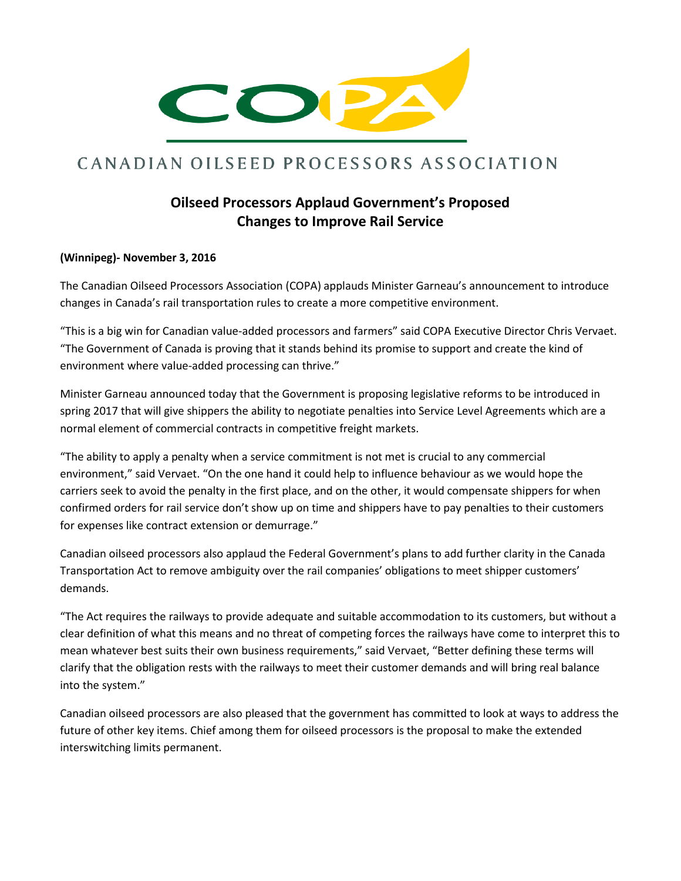COPA

CANADIAN OILSEED PROCESSORS ASSOCIATION

# Oilseed Processors Applaud Government's Proposed Changes to Improve Rail Service

**(Winnipeg)- November 3, 2016**

The Canadian Oilseed Processors Association (COPA) applauds Minister Garneau's announcement to introduce changes in Canada's rail transportation rules to create a more competitive environment.

"This is a big win for Canadian value-added processors and farmers" said COPA Executive Director Chris Vervaet. "The Government of Canada is proving that it stands behind its promise to support and create the kind of environment where value-added processing can thrive."

Minister Garneau announced today that the Government is proposing legislative reforms to be introduced in spring 2017 that will give shippers the ability to negotiate penalties into Service Level Agreements which are a normal element of commercial contracts in competitive freight markets.

"The ability to apply a penalty when a service commitment is not met is crucial to any commercial environment," said Vervaet. "On the one hand it could help to influence behaviour as we would hope the carriers seek to avoid the penalty in the first place, and on the other, it would compensate shippers for when confirmed orders for rail service don't show up on time and shippers have to pay penalties to their customers for expenses like contract extension or demurrage."

Canadian oilseed processors also applaud the Federal Government's plans to add further clarity in the Canada Transportation Act to remove ambiguity over the rail companies' obligations to meet shipper customers' demands.

"The Act requires the railways to provide adequate and suitable accommodation to its customers, but without a clear definition of what this means and no threat of competing forces the railways have come to interpret this to mean whatever best suits their own business requirements," said Vervaet, "Better defining these terms will clarify that the obligation rests with the railways to meet their customer demands and will bring real balance into the system."

Canadian oilseed processors are also pleased that the government has committed to look at ways to address the future of other key items. Chief among them for oilseed processors is the proposal to make the extended interswitching limits permanent.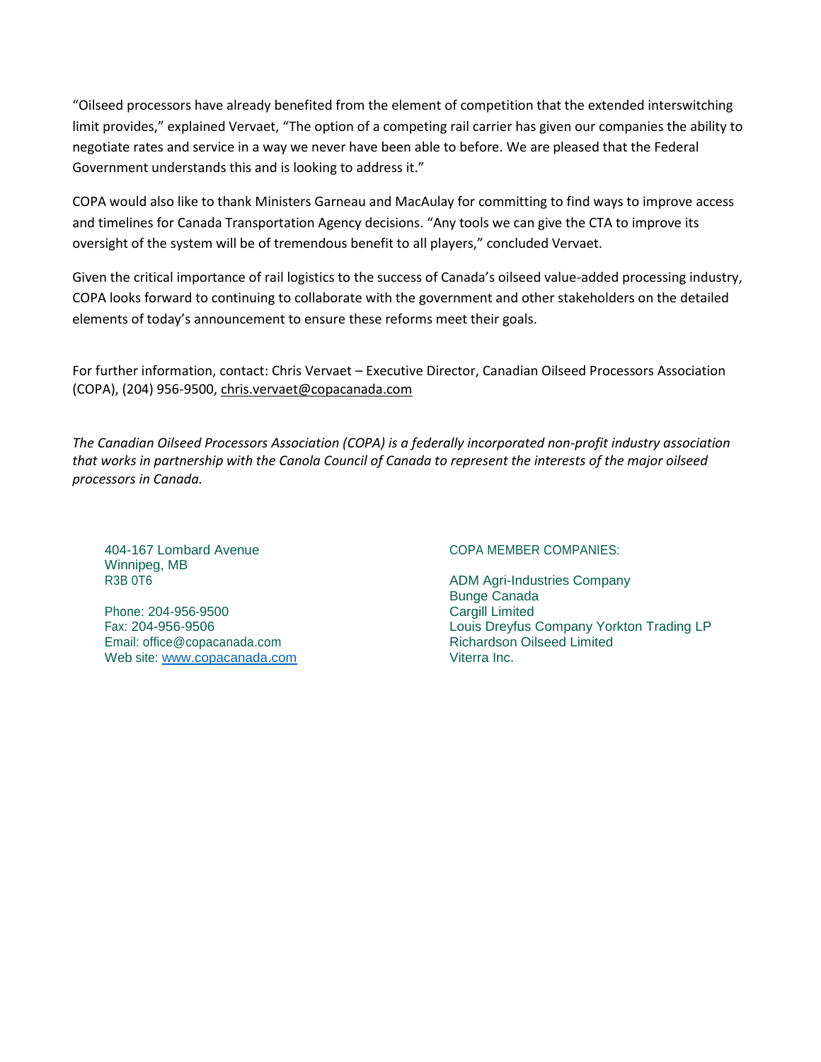"Oilseed processors have already benefited from the element of competition that the extended interswitching limit provides," explained Vervaet, "The option of a competing rail carrier has given our companies the ability to negotiate rates and service in a way we never have been able to before. We are pleased that the Federal Government understands this and is looking to address it."

COPA would also like to thank Ministers Garneau and MacAulay for committing to find ways to improve access and timelines for Canada Transportation Agency decisions. "Any tools we can give the CTA to improve its oversight of the system will be of tremendous benefit to all players," concluded Vervaet.

Given the critical importance of rail logistics to the success of Canada's oilseed value-added processing industry, COPA looks forward to continuing to collaborate with the government and other stakeholders on the detailed elements of today's announcement to ensure these reforms meet their goals.

For further information, contact: Chris Vervaet – Executive Director, Canadian Oilseed Processors Association (COPA), (204) 956-9500, chris.vervaet@copacanada.com

*The Canadian Oilseed Processors Association (COPA) is a federally incorporated non-profit industry association that works in partnership with the Canola Council of Canada to represent the interests of the major oilseed processors in Canada.*

404-167 Lombard Avenue
Winnipeg, MB
R3B 0T6

Phone: 204-956-9500
Fax: 204-956-9506
Email: office@copacanada.com
Web site: www.copacanada.com

COPA MEMBER COMPANIES:

ADM Agri-Industries Company
Bunge Canada
Cargill Limited
Louis Dreyfus Company Yorkton Trading LP
Richardson Oilseed Limited
Viterra Inc.